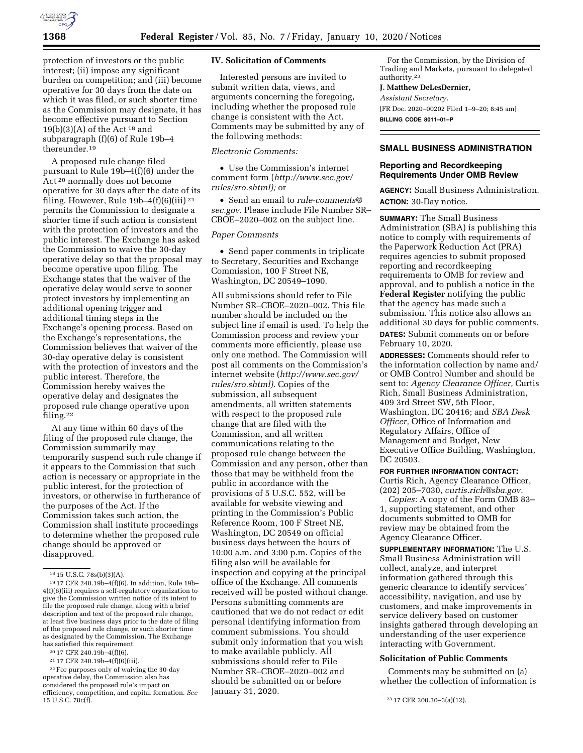protection of investors or the public interest; (ii) impose any significant burden on competition; and (iii) become operative for 30 days from the date on which it was filed, or such shorter time as the Commission may designate, it has become effective pursuant to Section 19(b)(3)(A) of the Act [18] and subparagraph (f)(6) of Rule 19b–4 thereunder.[19]

A proposed rule change filed pursuant to Rule 19b–4(f)(6) under the Act [20] normally does not become operative for 30 days after the date of its filing. However, Rule 19b–4(f)(6)(iii) [21] permits the Commission to designate a shorter time if such action is consistent with the protection of investors and the public interest. The Exchange has asked the Commission to waive the 30-day operative delay so that the proposal may become operative upon filing. The Exchange states that the waiver of the operative delay would serve to sooner protect investors by implementing an additional opening trigger and additional timing steps in the Exchange's opening process. Based on the Exchange's representations, the Commission believes that waiver of the 30-day operative delay is consistent with the protection of investors and the public interest. Therefore, the Commission hereby waives the operative delay and designates the proposed rule change operative upon filing.[22]

At any time within 60 days of the filing of the proposed rule change, the Commission summarily may temporarily suspend such rule change if it appears to the Commission that such action is necessary or appropriate in the public interest, for the protection of investors, or otherwise in furtherance of the purposes of the Act. If the Commission takes such action, the Commission shall institute proceedings to determine whether the proposed rule change should be approved or disapproved.

[18] 15 U.S.C. 78s(b)(3)(A).

[19] 17 CFR 240.19b–4(f)(6). In addition, Rule 19b–4(f)(6)(iii) requires a self-regulatory organization to give the Commission written notice of its intent to file the proposed rule change, along with a brief description and text of the proposed rule change, at least five business days prior to the date of filing of the proposed rule change, or such shorter time as designated by the Commission. The Exchange has satisfied this requirement.

[20] 17 CFR 240.19b–4(f)(6).

[21] 17 CFR 240.19b–4(f)(6)(iii).

[22] For purposes only of waiving the 30-day operative delay, the Commission also has considered the proposed rule's impact on efficiency, competition, and capital formation. *See* 15 U.S.C. 78c(f).

## IV. Solicitation of Comments

Interested persons are invited to submit written data, views, and arguments concerning the foregoing, including whether the proposed rule change is consistent with the Act. Comments may be submitted by any of the following methods:

*Electronic Comments:*

- Use the Commission's internet comment form (*http://www.sec.gov/rules/sro.shtml*); or
- Send an email to *rule-comments@sec.gov.* Please include File Number SR–CBOE–2020–002 on the subject line.

*Paper Comments*

- Send paper comments in triplicate to Secretary, Securities and Exchange Commission, 100 F Street NE, Washington, DC 20549–1090.

All submissions should refer to File Number SR–CBOE–2020–002. This file number should be included on the subject line if email is used. To help the Commission process and review your comments more efficiently, please use only one method. The Commission will post all comments on the Commission's internet website (*http://www.sec.gov/rules/sro.shtml*). Copies of the submission, all subsequent amendments, all written statements with respect to the proposed rule change that are filed with the Commission, and all written communications relating to the proposed rule change between the Commission and any person, other than those that may be withheld from the public in accordance with the provisions of 5 U.S.C. 552, will be available for website viewing and printing in the Commission's Public Reference Room, 100 F Street NE, Washington, DC 20549 on official business days between the hours of 10:00 a.m. and 3:00 p.m. Copies of the filing also will be available for inspection and copying at the principal office of the Exchange. All comments received will be posted without change. Persons submitting comments are cautioned that we do not redact or edit personal identifying information from comment submissions. You should submit only information that you wish to make available publicly. All submissions should refer to File Number SR–CBOE–2020–002 and should be submitted on or before January 31, 2020.

For the Commission, by the Division of Trading and Markets, pursuant to delegated authority.[23]

**J. Matthew DeLesDernier,**

*Assistant Secretary.*

[FR Doc. 2020–00202 Filed 1–9–20; 8:45 am]

**BILLING CODE 8011–01–P**

[23] 17 CFR 200.30–3(a)(12).

# SMALL BUSINESS ADMINISTRATION

## Reporting and Recordkeeping Requirements Under OMB Review

**AGENCY:** Small Business Administration.

**ACTION:** 30-Day notice.

**SUMMARY:** The Small Business Administration (SBA) is publishing this notice to comply with requirements of the Paperwork Reduction Act (PRA) requires agencies to submit proposed reporting and recordkeeping requirements to OMB for review and approval, and to publish a notice in the **Federal Register** notifying the public that the agency has made such a submission. This notice also allows an additional 30 days for public comments.

**DATES:** Submit comments on or before February 10, 2020.

**ADDRESSES:** Comments should refer to the information collection by name and/or OMB Control Number and should be sent to: *Agency Clearance Officer,* Curtis Rich, Small Business Administration, 409 3rd Street SW, 5th Floor, Washington, DC 20416; and *SBA Desk Officer,* Office of Information and Regulatory Affairs, Office of Management and Budget, New Executive Office Building, Washington, DC 20503.

**FOR FURTHER INFORMATION CONTACT:** Curtis Rich, Agency Clearance Officer, (202) 205–7030, *curtis.rich@sba.gov.*

*Copies:* A copy of the Form OMB 83–1, supporting statement, and other documents submitted to OMB for review may be obtained from the Agency Clearance Officer.

**SUPPLEMENTARY INFORMATION:** The U.S. Small Business Administration will collect, analyze, and interpret information gathered through this generic clearance to identify services' accessibility, navigation, and use by customers, and make improvements in service delivery based on customer insights gathered through developing an understanding of the user experience interacting with Government.

### Solicitation of Public Comments

Comments may be submitted on (a) whether the collection of information is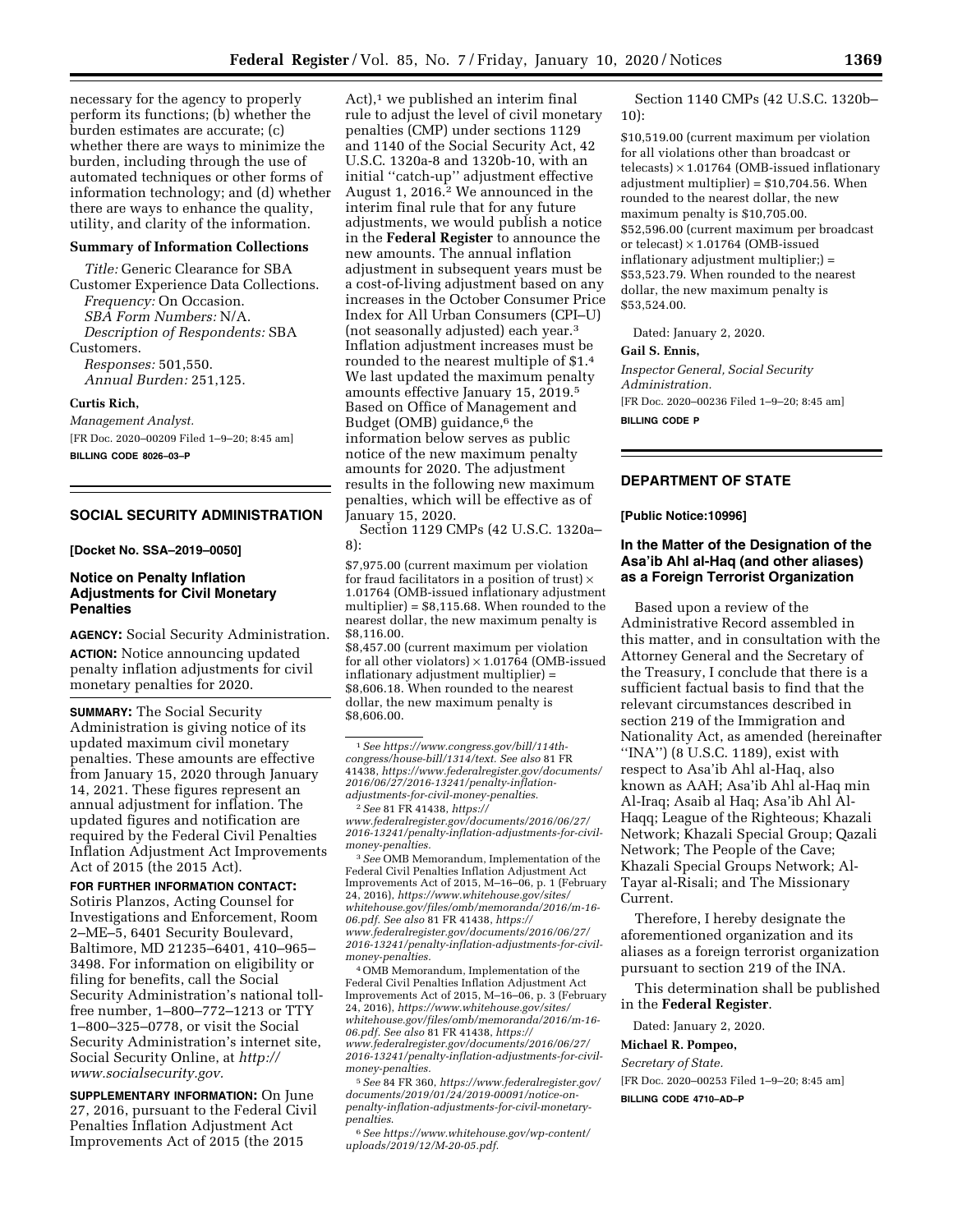necessary for the agency to properly perform its functions; (b) whether the burden estimates are accurate; (c) whether there are ways to minimize the burden, including through the use of automated techniques or other forms of information technology; and (d) whether there are ways to enhance the quality, utility, and clarity of the information.

**Summary of Information Collections**

*Title:* Generic Clearance for SBA Customer Experience Data Collections.

*Frequency:* On Occasion.

*SBA Form Numbers:* N/A.

*Description of Respondents:* SBA Customers.

*Responses:* 501,550.

*Annual Burden:* 251,125.

**Curtis Rich,**

*Management Analyst.*

[FR Doc. 2020–00209 Filed 1–9–20; 8:45 am]

**BILLING CODE 8026–03–P**

## SOCIAL SECURITY ADMINISTRATION

**[Docket No. SSA–2019–0050]**

### Notice on Penalty Inflation Adjustments for Civil Monetary Penalties

**AGENCY:** Social Security Administration.

**ACTION:** Notice announcing updated penalty inflation adjustments for civil monetary penalties for 2020.

**SUMMARY:** The Social Security Administration is giving notice of its updated maximum civil monetary penalties. These amounts are effective from January 15, 2020 through January 14, 2021. These figures represent an annual adjustment for inflation. The updated figures and notification are required by the Federal Civil Penalties Inflation Adjustment Act Improvements Act of 2015 (the 2015 Act).

**FOR FURTHER INFORMATION CONTACT:** Sotiris Planzos, Acting Counsel for Investigations and Enforcement, Room 2–ME–5, 6401 Security Boulevard, Baltimore, MD 21235–6401, 410–965–3498. For information on eligibility or filing for benefits, call the Social Security Administration's national toll-free number, 1–800–772–1213 or TTY 1–800–325–0778, or visit the Social Security Administration's internet site, Social Security Online, at *http://www.socialsecurity.gov.*

**SUPPLEMENTARY INFORMATION:** On June 27, 2016, pursuant to the Federal Civil Penalties Inflation Adjustment Act Improvements Act of 2015 (the 2015 Act),[1] we published an interim final rule to adjust the level of civil monetary penalties (CMP) under sections 1129 and 1140 of the Social Security Act, 42 U.S.C. 1320a-8 and 1320b-10, with an initial ''catch-up'' adjustment effective August 1, 2016.[2] We announced in the interim final rule that for any future adjustments, we would publish a notice in the **Federal Register** to announce the new amounts. The annual inflation adjustment in subsequent years must be a cost-of-living adjustment based on any increases in the October Consumer Price Index for All Urban Consumers (CPI–U) (not seasonally adjusted) each year.[3] Inflation adjustment increases must be rounded to the nearest multiple of $1.[4] We last updated the maximum penalty amounts effective January 15, 2019.[5] Based on Office of Management and Budget (OMB) guidance,[6] the information below serves as public notice of the new maximum penalty amounts for 2020. The adjustment results in the following new maximum penalties, which will be effective as of January 15, 2020.

Section 1129 CMPs (42 U.S.C. 1320a–8):

$7,975.00 (current maximum per violation for fraud facilitators in a position of trust) × 1.01764 (OMB-issued inflationary adjustment multiplier) = $8,115.68. When rounded to the nearest dollar, the new maximum penalty is $8,116.00.

$8,457.00 (current maximum per violation for all other violators) × 1.01764 (OMB-issued inflationary adjustment multiplier) = $8,606.18. When rounded to the nearest dollar, the new maximum penalty is $8,606.00.

Section 1140 CMPs (42 U.S.C. 1320b–10):

$10,519.00 (current maximum per violation for all violations other than broadcast or telecasts) × 1.01764 (OMB-issued inflationary adjustment multiplier) = $10,704.56. When rounded to the nearest dollar, the new maximum penalty is $10,705.00.

$52,596.00 (current maximum per broadcast or telecast) × 1.01764 (OMB-issued inflationary adjustment multiplier;) = $53,523.79. When rounded to the nearest dollar, the new maximum penalty is $53,524.00.

Dated: January 2, 2020.

**Gail S. Ennis,**

*Inspector General, Social Security Administration.*

[FR Doc. 2020–00236 Filed 1–9–20; 8:45 am]

**BILLING CODE P**

[1] *See https://www.congress.gov/bill/114th-congress/house-bill/1314/text. See also* 81 FR 41438, *https://www.federalregister.gov/documents/2016/06/27/2016-13241/penalty-inflation-adjustments-for-civil-money-penalties.*

[2] *See* 81 FR 41438, *https://www.federalregister.gov/documents/2016/06/27/2016-13241/penalty-inflation-adjustments-for-civil-money-penalties.*

[3] *See* OMB Memorandum, Implementation of the Federal Civil Penalties Inflation Adjustment Act Improvements Act of 2015, M–16–06, p. 1 (February 24, 2016), *https://www.whitehouse.gov/sites/whitehouse.gov/files/omb/memoranda/2016/m-16-06.pdf. See also* 81 FR 41438, *https://www.federalregister.gov/documents/2016/06/27/2016-13241/penalty-inflation-adjustments-for-civil-money-penalties.*

[4] OMB Memorandum, Implementation of the Federal Civil Penalties Inflation Adjustment Act Improvements Act of 2015, M–16–06, p. 3 (February 24, 2016), *https://www.whitehouse.gov/sites/whitehouse.gov/files/omb/memoranda/2016/m-16-06.pdf. See also* 81 FR 41438, *https://www.federalregister.gov/documents/2016/06/27/2016-13241/penalty-inflation-adjustments-for-civil-money-penalties.*

[5] *See* 84 FR 360, *https://www.federalregister.gov/documents/2019/01/24/2019-00091/notice-on-penalty-inflation-adjustments-for-civil-monetary-penalties.*

[6] *See https://www.whitehouse.gov/wp-content/uploads/2019/12/M-20-05.pdf.*

## DEPARTMENT OF STATE

**[Public Notice:10996]**

### In the Matter of the Designation of the Asa'ib Ahl al-Haq (and other aliases) as a Foreign Terrorist Organization

Based upon a review of the Administrative Record assembled in this matter, and in consultation with the Attorney General and the Secretary of the Treasury, I conclude that there is a sufficient factual basis to find that the relevant circumstances described in section 219 of the Immigration and Nationality Act, as amended (hereinafter ''INA'') (8 U.S.C. 1189), exist with respect to Asa'ib Ahl al-Haq, also known as AAH; Asa'ib Ahl al-Haq min Al-Iraq; Asaib al Haq; Asa'ib Ahl Al-Haqq; League of the Righteous; Khazali Network; Khazali Special Group; Qazali Network; The People of the Cave; Khazali Special Groups Network; Al-Tayar al-Risali; and The Missionary Current.

Therefore, I hereby designate the aforementioned organization and its aliases as a foreign terrorist organization pursuant to section 219 of the INA.

This determination shall be published in the **Federal Register**.

Dated: January 2, 2020.

**Michael R. Pompeo,**

*Secretary of State.*

[FR Doc. 2020–00253 Filed 1–9–20; 8:45 am]

**BILLING CODE 4710–AD–P**